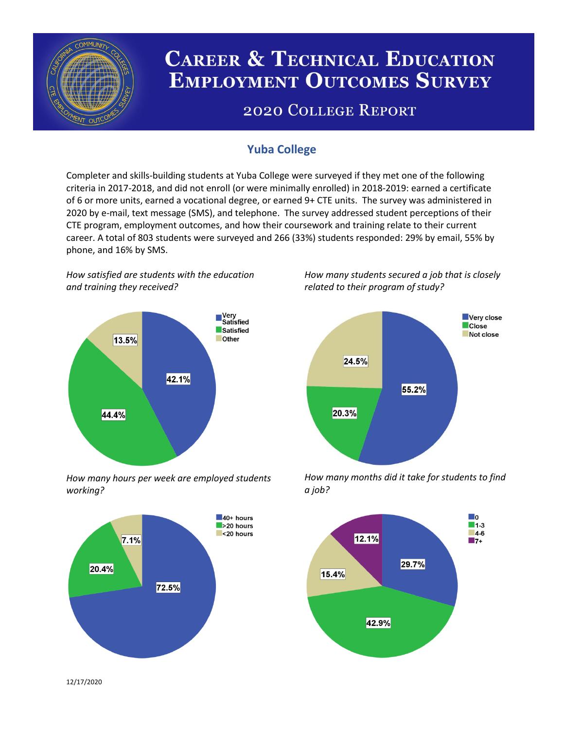# Career & Technical Education Employment Outcomes Survey

## 2020 College Report

### Yuba College

Completer and skills-building students at Yuba College were surveyed if they met one of the following criteria in 2017-2018, and did not enroll (or were minimally enrolled) in 2018-2019: earned a certificate of 6 or more units, earned a vocational degree, or earned 9+ CTE units. The survey was administered in 2020 by e-mail, text message (SMS), and telephone. The survey addressed student perceptions of their CTE program, employment outcomes, and how their coursework and training relate to their current career. A total of 803 students were surveyed and 266 (33%) students responded: 29% by email, 55% by phone, and 16% by SMS.

*How satisfied are students with the education and training they received?*

| Response | Percent |
| --- | --- |
| Very Satisfied | 42.1% |
| Satisfied | 44.4% |
| Other | 13.5% |

*How many students secured a job that is closely related to their program of study?*

| Response | Percent |
| --- | --- |
| Very close | 55.2% |
| Close | 20.3% |
| Not close | 24.5% |

*How many hours per week are employed students working?*

| Response | Percent |
| --- | --- |
| 40+ hours | 72.5% |
| >20 hours | 20.4% |
| <20 hours | 7.1% |

*How many months did it take for students to find a job?*

| Response | Percent |
| --- | --- |
| 0 | 29.7% |
| 1-3 | 42.9% |
| 4-6 | 15.4% |
| 7+ | 12.1% |

12/17/2020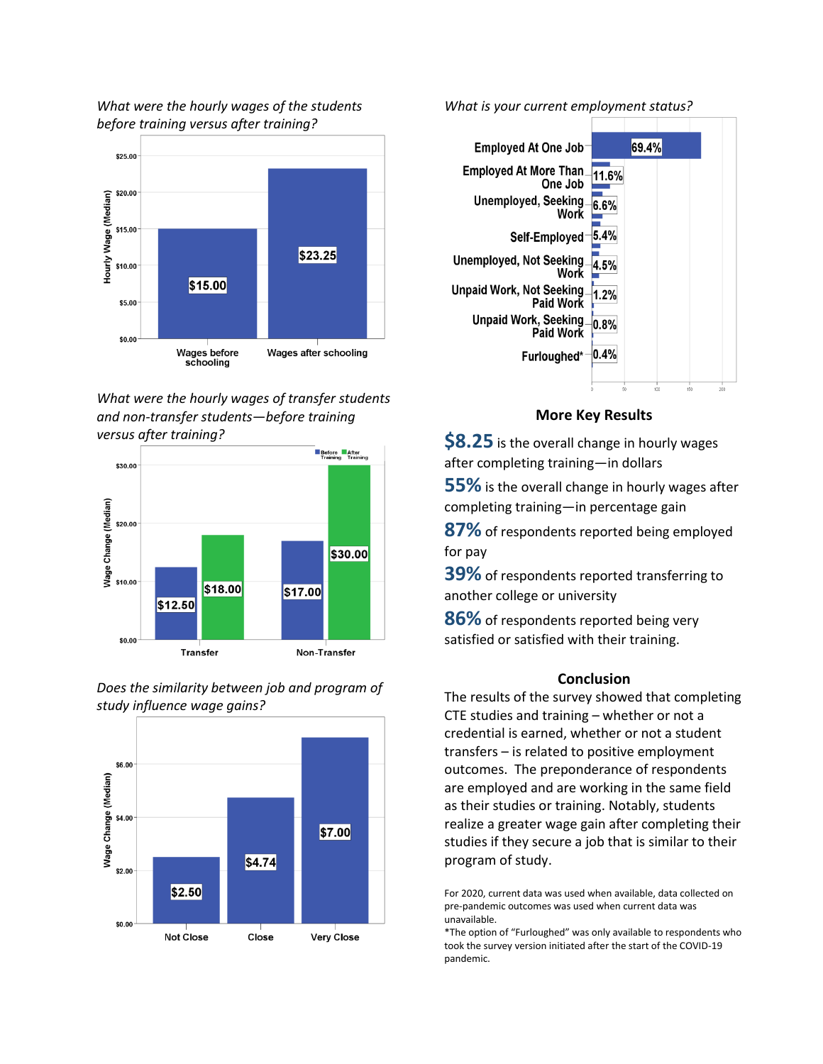*What were the hourly wages of the students before training versus after training?*

Hourly Wage (Median)

$25.00
$20.00
$15.00
$10.00
$5.00
$0.00

$15.00
$23.25

Wages before schooling
Wages after schooling

*What were the hourly wages of transfer students and non-transfer students—before training versus after training?*

Before Training
After Training

Wage Change (Median)

$30.00
$20.00
$10.00
$0.00

$12.50
$18.00
$17.00
$30.00

Transfer
Non-Transfer

*Does the similarity between job and program of study influence wage gains?*

Wage Change (Median)

$6.00
$4.00
$2.00
$0.00

$2.50
$4.74
$7.00

Not Close
Close
Very Close

*What is your current employment status?*

Employed At One Job 69.4%
Employed At More Than One Job 11.6%
Unemployed, Seeking Work 6.6%
Self-Employed 5.4%
Unemployed, Not Seeking Work 4.5%
Unpaid Work, Not Seeking Paid Work 1.2%
Unpaid Work, Seeking Paid Work 0.8%
Furloughed* 0.4%

0 50 100 150 200

## More Key Results

**$8.25** is the overall change in hourly wages after completing training—in dollars

**55%** is the overall change in hourly wages after completing training—in percentage gain

**87%** of respondents reported being employed for pay

**39%** of respondents reported transferring to another college or university

**86%** of respondents reported being very satisfied or satisfied with their training.

## Conclusion

The results of the survey showed that completing CTE studies and training – whether or not a credential is earned, whether or not a student transfers – is related to positive employment outcomes. The preponderance of respondents are employed and are working in the same field as their studies or training. Notably, students realize a greater wage gain after completing their studies if they secure a job that is similar to their program of study.

For 2020, current data was used when available, data collected on pre-pandemic outcomes was used when current data was unavailable.
*The option of "Furloughed" was only available to respondents who took the survey version initiated after the start of the COVID-19 pandemic.